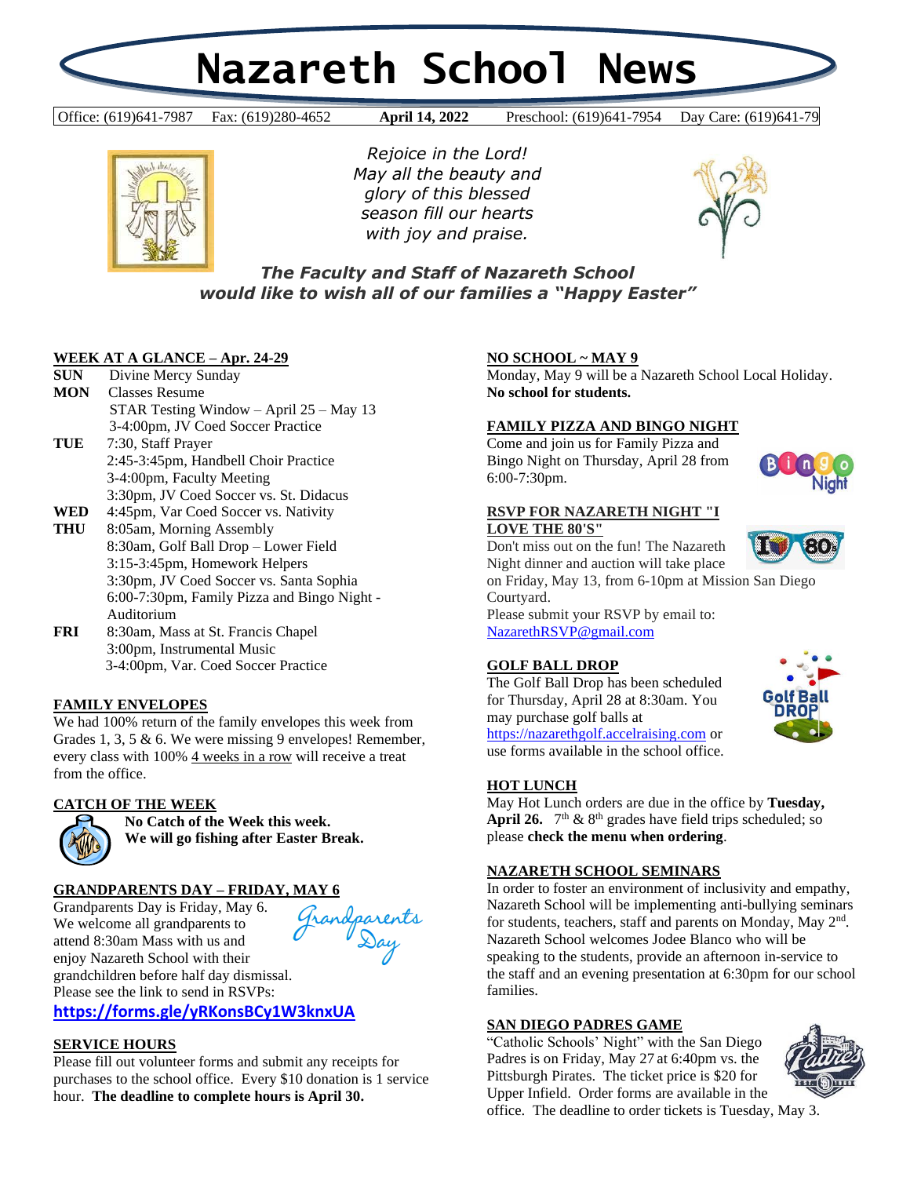# Nazareth School News

Office: (619)641-7987 Fax: (619)280-4652 **April 14, 2022** Preschool: (619)641-7954 Day Care: (619)641-79

*Rejoice in the Lord!*
*May all the beauty and glory of this blessed season fill our hearts with joy and praise.*

***The Faculty and Staff of Nazareth School would like to wish all of our families a "Happy Easter"***

## WEEK AT A GLANCE – Apr. 24-29

**SUN** Divine Mercy Sunday

**MON** Classes Resume
STAR Testing Window – April 25 – May 13
3-4:00pm, JV Coed Soccer Practice

**TUE** 7:30, Staff Prayer
2:45-3:45pm, Handbell Choir Practice
3-4:00pm, Faculty Meeting
3:30pm, JV Coed Soccer vs. St. Didacus

**WED** 4:45pm, Var Coed Soccer vs. Nativity

**THU** 8:05am, Morning Assembly
8:30am, Golf Ball Drop – Lower Field
3:15-3:45pm, Homework Helpers
3:30pm, JV Coed Soccer vs. Santa Sophia
6:00-7:30pm, Family Pizza and Bingo Night - Auditorium

**FRI** 8:30am, Mass at St. Francis Chapel
3:00pm, Instrumental Music
3-4:00pm, Var. Coed Soccer Practice

## FAMILY ENVELOPES

We had 100% return of the family envelopes this week from Grades 1, 3, 5 & 6. We were missing 9 envelopes! Remember, every class with 100% 4 weeks in a row will receive a treat from the office.

## CATCH OF THE WEEK

**No Catch of the Week this week.**
**We will go fishing after Easter Break.**

## GRANDPARENTS DAY – FRIDAY, MAY 6

Grandparents Day is Friday, May 6. We welcome all grandparents to attend 8:30am Mass with us and enjoy Nazareth School with their grandchildren before half day dismissal. Please see the link to send in RSVPs:

**https://forms.gle/yRKonsBCy1W3knxUA**

## SERVICE HOURS

Please fill out volunteer forms and submit any receipts for purchases to the school office. Every $10 donation is 1 service hour. **The deadline to complete hours is April 30.**

## NO SCHOOL ~ MAY 9

Monday, May 9 will be a Nazareth School Local Holiday. **No school for students.**

## FAMILY PIZZA AND BINGO NIGHT

Come and join us for Family Pizza and Bingo Night on Thursday, April 28 from 6:00-7:30pm.

## RSVP FOR NAZARETH NIGHT "I LOVE THE 80'S"

Don't miss out on the fun! The Nazareth Night dinner and auction will take place on Friday, May 13, from 6-10pm at Mission San Diego Courtyard.
Please submit your RSVP by email to: NazarethRSVP@gmail.com

## GOLF BALL DROP

The Golf Ball Drop has been scheduled for Thursday, April 28 at 8:30am. You may purchase golf balls at https://nazarethgolf.accelraising.com or use forms available in the school office.

## HOT LUNCH

May Hot Lunch orders are due in the office by **Tuesday, April 26.** 7th & 8th grades have field trips scheduled; so please **check the menu when ordering**.

## NAZARETH SCHOOL SEMINARS

In order to foster an environment of inclusivity and empathy, Nazareth School will be implementing anti-bullying seminars for students, teachers, staff and parents on Monday, May 2nd. Nazareth School welcomes Jodee Blanco who will be speaking to the students, provide an afternoon in-service to the staff and an evening presentation at 6:30pm for our school families.

## SAN DIEGO PADRES GAME

"Catholic Schools' Night" with the San Diego Padres is on Friday, May 27 at 6:40pm vs. the Pittsburgh Pirates. The ticket price is $20 for Upper Infield. Order forms are available in the office. The deadline to order tickets is Tuesday, May 3.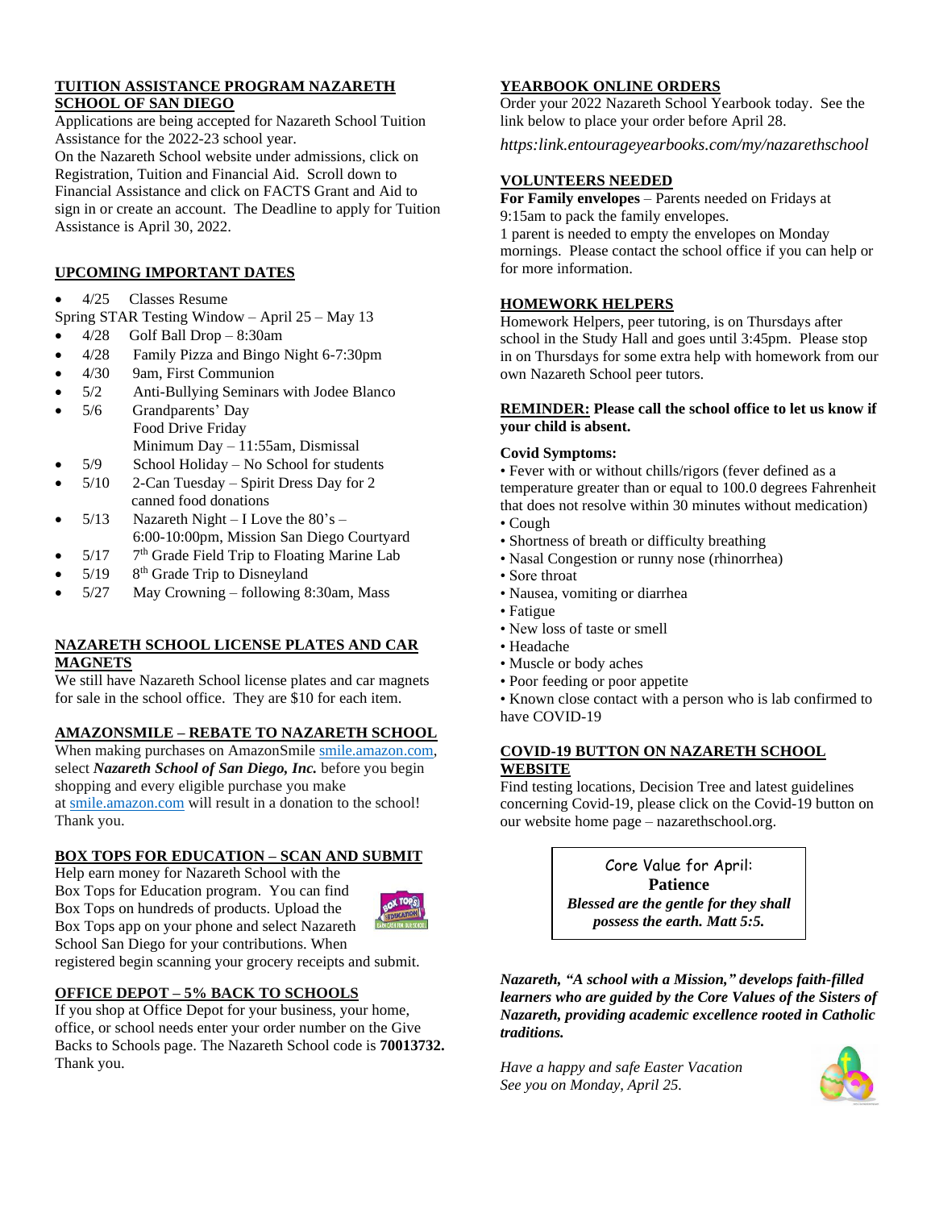## TUITION ASSISTANCE PROGRAM NAZARETH SCHOOL OF SAN DIEGO

Applications are being accepted for Nazareth School Tuition Assistance for the 2022-23 school year.

On the Nazareth School website under admissions, click on Registration, Tuition and Financial Aid. Scroll down to Financial Assistance and click on FACTS Grant and Aid to sign in or create an account. The Deadline to apply for Tuition Assistance is April 30, 2022.

## UPCOMING IMPORTANT DATES

- 4/25 Classes Resume

Spring STAR Testing Window – April 25 – May 13

- 4/28 Golf Ball Drop – 8:30am
- 4/28 Family Pizza and Bingo Night 6-7:30pm
- 4/30 9am, First Communion
- 5/2 Anti-Bullying Seminars with Jodee Blanco
- 5/6 Grandparents' Day
  Food Drive Friday
  Minimum Day – 11:55am, Dismissal
- 5/9 School Holiday – No School for students
- 5/10 2-Can Tuesday – Spirit Dress Day for 2 canned food donations
- 5/13 Nazareth Night – I Love the 80's – 6:00-10:00pm, Mission San Diego Courtyard
- 5/17 7th Grade Field Trip to Floating Marine Lab
- 5/19 8th Grade Trip to Disneyland
- 5/27 May Crowning – following 8:30am, Mass

## NAZARETH SCHOOL LICENSE PLATES AND CAR MAGNETS

We still have Nazareth School license plates and car magnets for sale in the school office. They are $10 for each item.

## AMAZONSMILE – REBATE TO NAZARETH SCHOOL

When making purchases on AmazonSmile smile.amazon.com, select ***Nazareth School of San Diego, Inc.*** before you begin shopping and every eligible purchase you make at smile.amazon.com will result in a donation to the school! Thank you.

## BOX TOPS FOR EDUCATION – SCAN AND SUBMIT

Help earn money for Nazareth School with the Box Tops for Education program. You can find Box Tops on hundreds of products. Upload the Box Tops app on your phone and select Nazareth School San Diego for your contributions. When registered begin scanning your grocery receipts and submit.

## OFFICE DEPOT – 5% BACK TO SCHOOLS

If you shop at Office Depot for your business, your home, office, or school needs enter your order number on the Give Backs to Schools page. The Nazareth School code is **70013732.** Thank you.

## YEARBOOK ONLINE ORDERS

Order your 2022 Nazareth School Yearbook today. See the link below to place your order before April 28.

*https:link.entourageyearbooks.com/my/nazarethschool*

## VOLUNTEERS NEEDED

**For Family envelopes** – Parents needed on Fridays at 9:15am to pack the family envelopes.

1 parent is needed to empty the envelopes on Monday mornings. Please contact the school office if you can help or for more information.

## HOMEWORK HELPERS

Homework Helpers, peer tutoring, is on Thursdays after school in the Study Hall and goes until 3:45pm. Please stop in on Thursdays for some extra help with homework from our own Nazareth School peer tutors.

**REMINDER: Please call the school office to let us know if your child is absent.**

**Covid Symptoms:**

- Fever with or without chills/rigors (fever defined as a temperature greater than or equal to 100.0 degrees Fahrenheit that does not resolve within 30 minutes without medication)
- Cough
- Shortness of breath or difficulty breathing
- Nasal Congestion or runny nose (rhinorrhea)
- Sore throat
- Nausea, vomiting or diarrhea
- Fatigue
- New loss of taste or smell
- Headache
- Muscle or body aches
- Poor feeding or poor appetite
- Known close contact with a person who is lab confirmed to have COVID-19

## COVID-19 BUTTON ON NAZARETH SCHOOL WEBSITE

Find testing locations, Decision Tree and latest guidelines concerning Covid-19, please click on the Covid-19 button on our website home page – nazarethschool.org.

Core Value for April:
**Patience**
***Blessed are the gentle for they shall possess the earth. Matt 5:5.***

***Nazareth, "A school with a Mission," develops faith-filled learners who are guided by the Core Values of the Sisters of Nazareth, providing academic excellence rooted in Catholic traditions.***

*Have a happy and safe Easter Vacation*
*See you on Monday, April 25.*